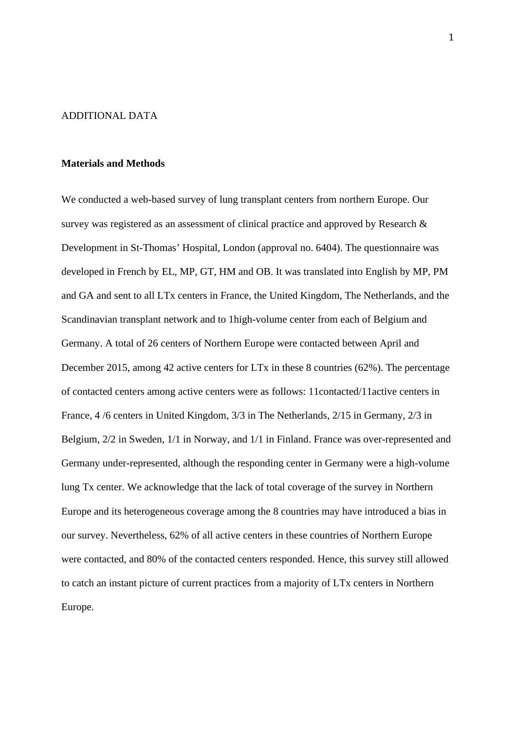ADDITIONAL DATA

**Materials and Methods**

We conducted a web-based survey of lung transplant centers from northern Europe. Our survey was registered as an assessment of clinical practice and approved by Research & Development in St-Thomas' Hospital, London (approval no. 6404). The questionnaire was developed in French by EL, MP, GT, HM and OB. It was translated into English by MP, PM and GA and sent to all LTx centers in France, the United Kingdom, The Netherlands, and the Scandinavian transplant network and to 1high-volume center from each of Belgium and Germany. A total of 26 centers of Northern Europe were contacted between April and December 2015, among 42 active centers for LTx in these 8 countries (62%). The percentage of contacted centers among active centers were as follows: 11contacted/11active centers in France, 4 /6 centers in United Kingdom, 3/3 in The Netherlands, 2/15 in Germany, 2/3 in Belgium, 2/2 in Sweden, 1/1 in Norway, and 1/1 in Finland. France was over-represented and Germany under-represented, although the responding center in Germany were a high-volume lung Tx center. We acknowledge that the lack of total coverage of the survey in Northern Europe and its heterogeneous coverage among the 8 countries may have introduced a bias in our survey. Nevertheless, 62% of all active centers in these countries of Northern Europe were contacted, and 80% of the contacted centers responded. Hence, this survey still allowed to catch an instant picture of current practices from a majority of LTx centers in Northern Europe.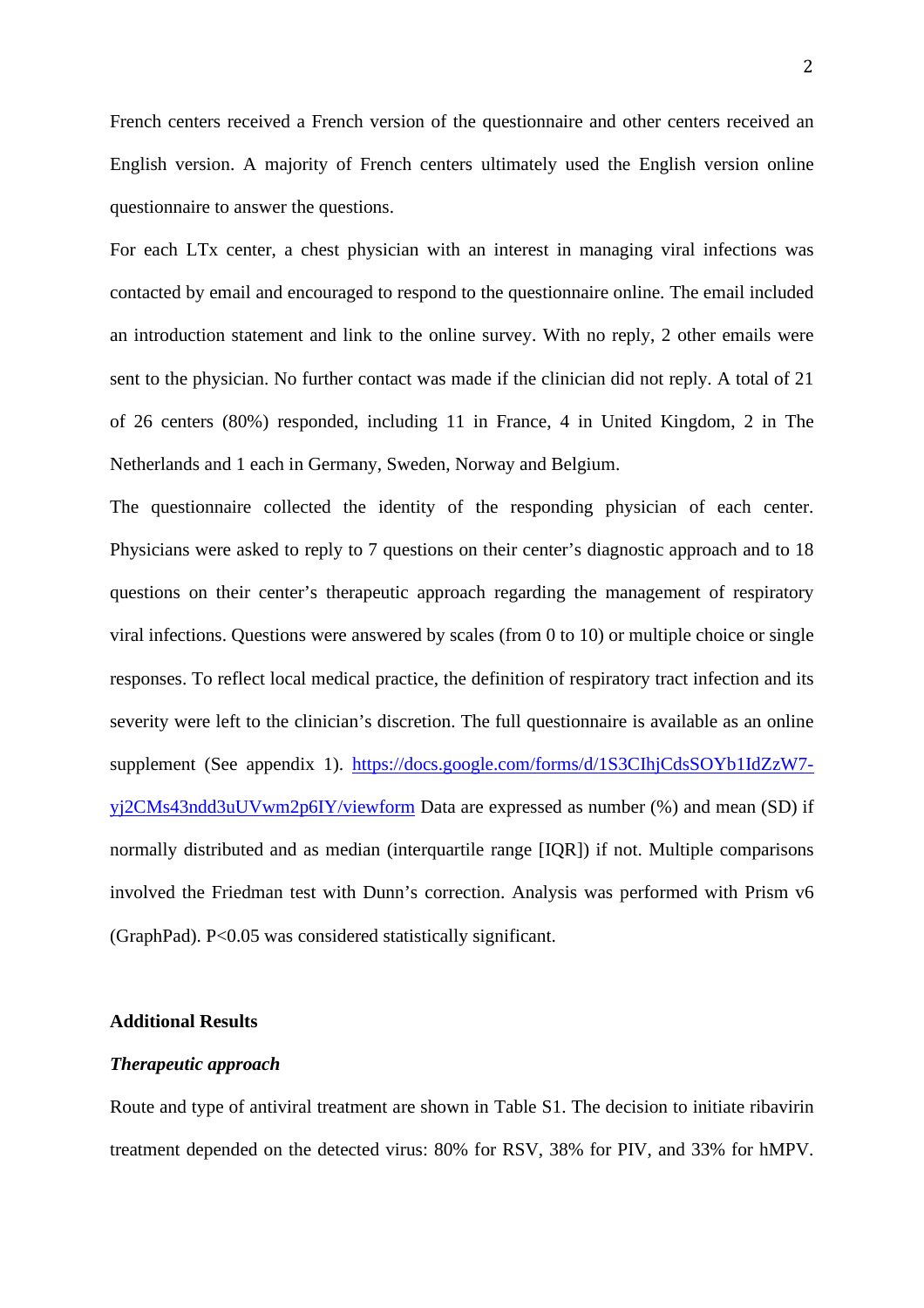French centers received a French version of the questionnaire and other centers received an English version. A majority of French centers ultimately used the English version online questionnaire to answer the questions.

For each LTx center, a chest physician with an interest in managing viral infections was contacted by email and encouraged to respond to the questionnaire online. The email included an introduction statement and link to the online survey. With no reply, 2 other emails were sent to the physician. No further contact was made if the clinician did not reply. A total of 21 of 26 centers (80%) responded, including 11 in France, 4 in United Kingdom, 2 in The Netherlands and 1 each in Germany, Sweden, Norway and Belgium.

The questionnaire collected the identity of the responding physician of each center. Physicians were asked to reply to 7 questions on their center's diagnostic approach and to 18 questions on their center's therapeutic approach regarding the management of respiratory viral infections. Questions were answered by scales (from 0 to 10) or multiple choice or single responses. To reflect local medical practice, the definition of respiratory tract infection and its severity were left to the clinician's discretion. The full questionnaire is available as an online supplement (See appendix 1). [https://docs.google.com/forms/d/1S3CIhjCdsSOYb1IdZzW7-yj2CMs43ndd3uUVwm2p6IY/viewform](https://docs.google.com/forms/d/1S3CIhjCdsSOYb1IdZzW7-yj2CMs43ndd3uUVwm2p6IY/viewform) Data are expressed as number (%) and mean (SD) if normally distributed and as median (interquartile range [IQR]) if not. Multiple comparisons involved the Friedman test with Dunn's correction. Analysis was performed with Prism v6 (GraphPad). $P<0.05$ was considered statistically significant.

## Additional Results

### *Therapeutic approach*

Route and type of antiviral treatment are shown in Table S1. The decision to initiate ribavirin treatment depended on the detected virus: 80% for RSV, 38% for PIV, and 33% for hMPV.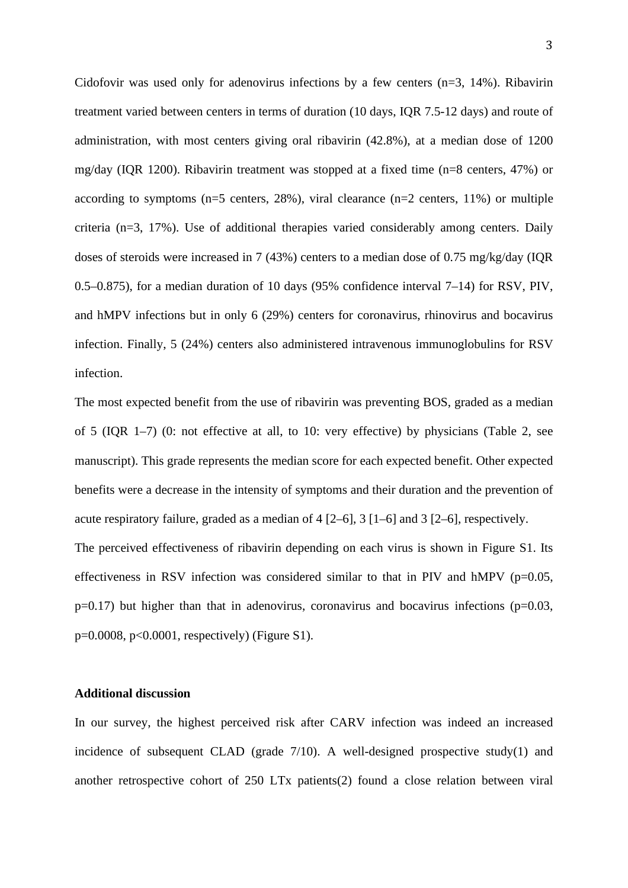Cidofovir was used only for adenovirus infections by a few centers (n=3, 14%). Ribavirin treatment varied between centers in terms of duration (10 days, IQR 7.5-12 days) and route of administration, with most centers giving oral ribavirin (42.8%), at a median dose of 1200 mg/day (IQR 1200). Ribavirin treatment was stopped at a fixed time (n=8 centers, 47%) or according to symptoms (n=5 centers, 28%), viral clearance (n=2 centers, 11%) or multiple criteria (n=3, 17%). Use of additional therapies varied considerably among centers. Daily doses of steroids were increased in 7 (43%) centers to a median dose of 0.75 mg/kg/day (IQR 0.5–0.875), for a median duration of 10 days (95% confidence interval 7–14) for RSV, PIV, and hMPV infections but in only 6 (29%) centers for coronavirus, rhinovirus and bocavirus infection. Finally, 5 (24%) centers also administered intravenous immunoglobulins for RSV infection.

The most expected benefit from the use of ribavirin was preventing BOS, graded as a median of 5 (IQR 1–7) (0: not effective at all, to 10: very effective) by physicians (Table 2, see manuscript). This grade represents the median score for each expected benefit. Other expected benefits were a decrease in the intensity of symptoms and their duration and the prevention of acute respiratory failure, graded as a median of 4 [2–6], 3 [1–6] and 3 [2–6], respectively.

The perceived effectiveness of ribavirin depending on each virus is shown in Figure S1. Its effectiveness in RSV infection was considered similar to that in PIV and hMPV ($p=0.05$, $p=0.17$) but higher than that in adenovirus, coronavirus and bocavirus infections ($p=0.03$, $p=0.0008$, $p<0.0001$, respectively) (Figure S1).

**Additional discussion**

In our survey, the highest perceived risk after CARV infection was indeed an increased incidence of subsequent CLAD (grade 7/10). A well-designed prospective study(1) and another retrospective cohort of 250 LTx patients(2) found a close relation between viral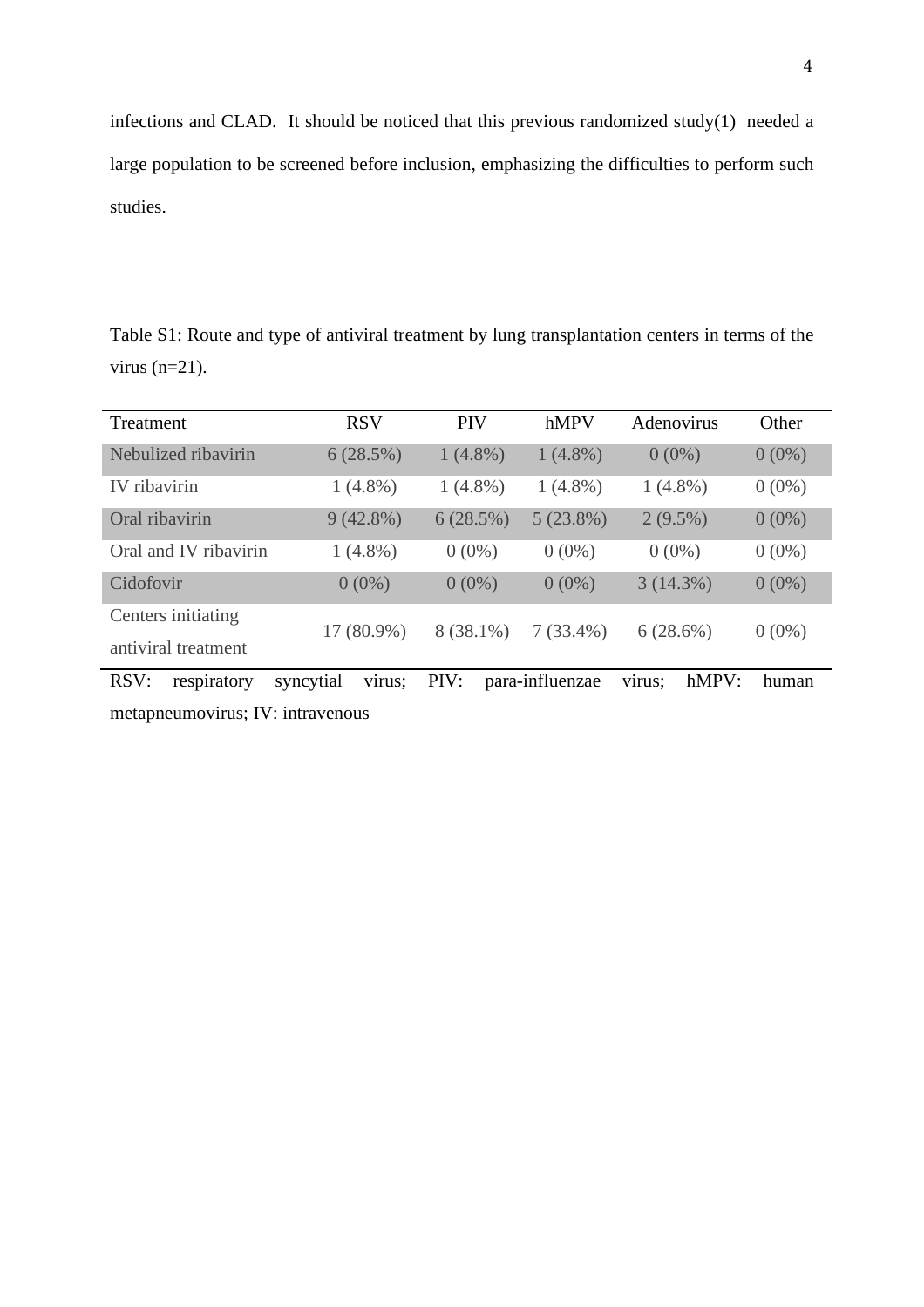infections and CLAD. It should be noticed that this previous randomized study(1) needed a large population to be screened before inclusion, emphasizing the difficulties to perform such studies.

Table S1: Route and type of antiviral treatment by lung transplantation centers in terms of the virus (n=21).

| Treatment | RSV | PIV | hMPV | Adenovirus | Other |
|---|---|---|---|---|---|
| Nebulized ribavirin | 6 (28.5%) | 1 (4.8%) | 1 (4.8%) | 0 (0%) | 0 (0%) |
| IV ribavirin | 1 (4.8%) | 1 (4.8%) | 1 (4.8%) | 1 (4.8%) | 0 (0%) |
| Oral ribavirin | 9 (42.8%) | 6 (28.5%) | 5 (23.8%) | 2 (9.5%) | 0 (0%) |
| Oral and IV ribavirin | 1 (4.8%) | 0 (0%) | 0 (0%) | 0 (0%) | 0 (0%) |
| Cidofovir | 0 (0%) | 0 (0%) | 0 (0%) | 3 (14.3%) | 0 (0%) |
| Centers initiating antiviral treatment | 17 (80.9%) | 8 (38.1%) | 7 (33.4%) | 6 (28.6%) | 0 (0%) |

RSV: respiratory syncytial virus; PIV: para-influenzae virus; hMPV: human metapneumovirus; IV: intravenous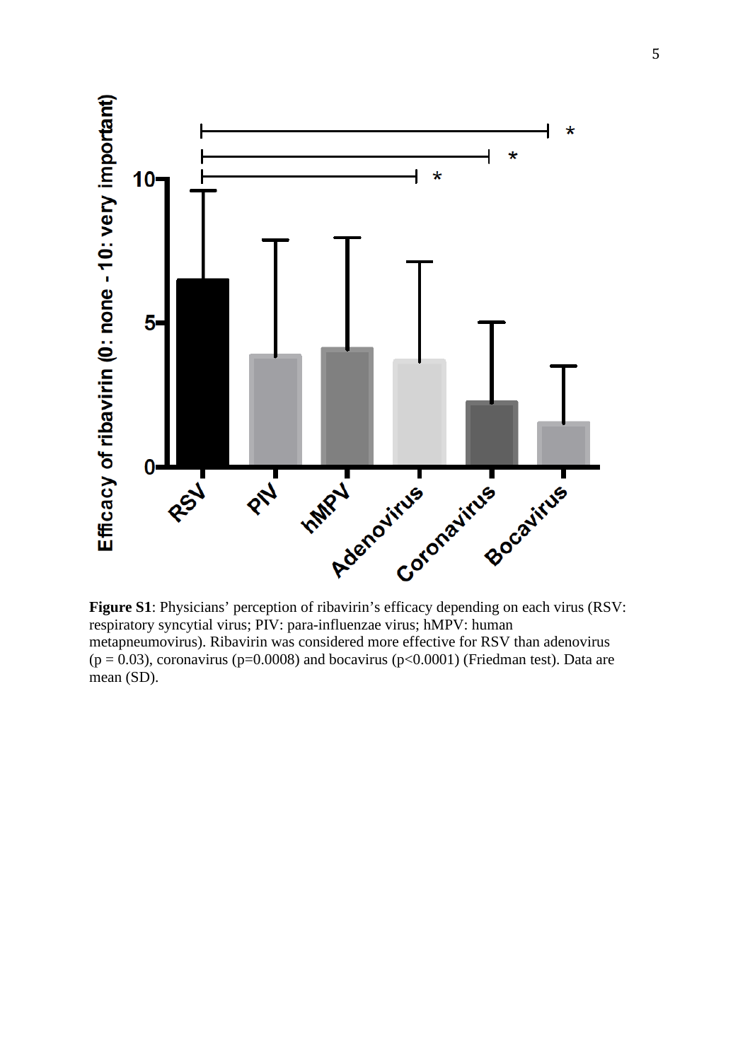**Figure S1**: Physicians' perception of ribavirin's efficacy depending on each virus (RSV: respiratory syncytial virus; PIV: para-influenzae virus; hMPV: human metapneumovirus). Ribavirin was considered more effective for RSV than adenovirus ($p = 0.03$), coronavirus ($p=0.0008$) and bocavirus ($p<0.0001$) (Friedman test). Data are mean (SD).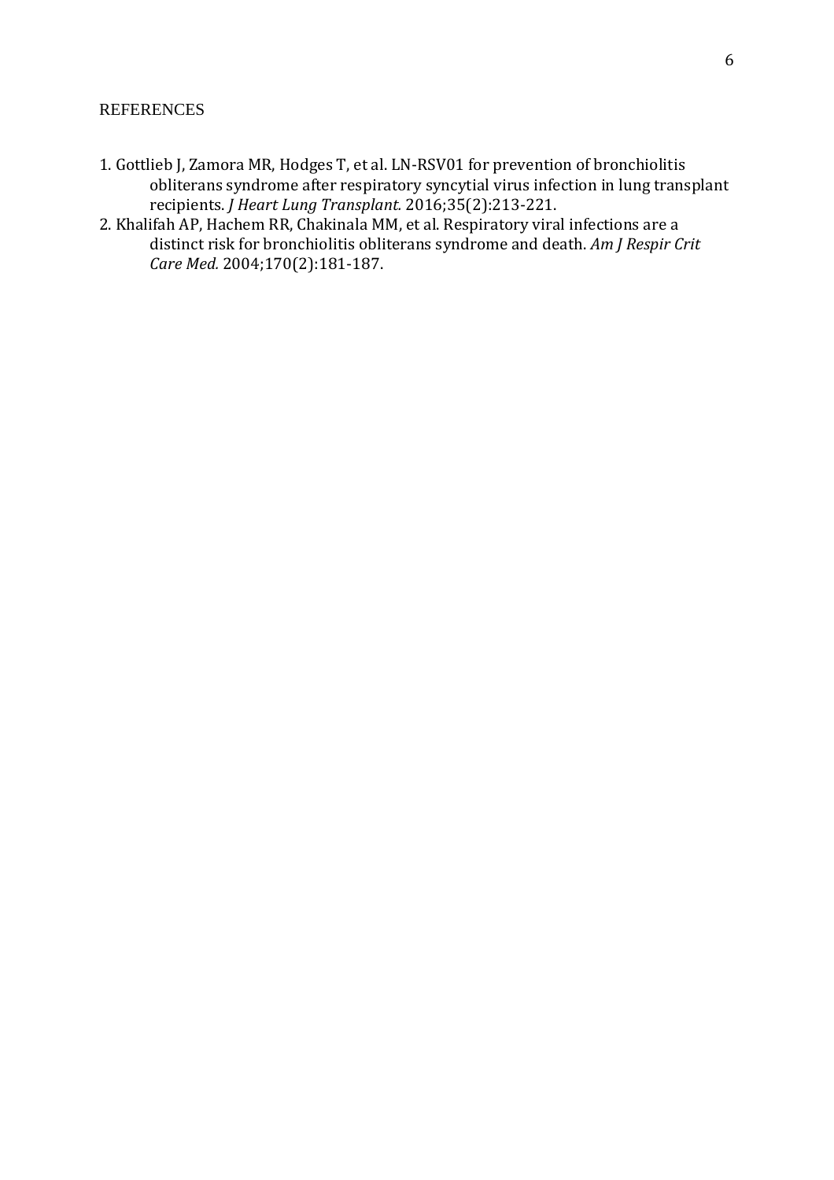REFERENCES

1. Gottlieb J, Zamora MR, Hodges T, et al. LN-RSV01 for prevention of bronchiolitis obliterans syndrome after respiratory syncytial virus infection in lung transplant recipients. *J Heart Lung Transplant.* 2016;35(2):213-221.
2. Khalifah AP, Hachem RR, Chakinala MM, et al. Respiratory viral infections are a distinct risk for bronchiolitis obliterans syndrome and death. *Am J Respir Crit Care Med.* 2004;170(2):181-187.